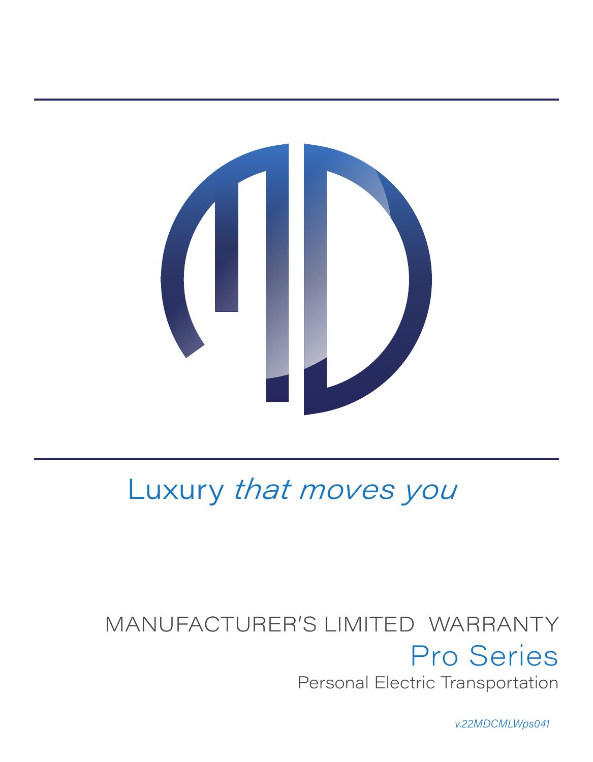Luxury *that moves you*

# MANUFACTURER'S LIMITED WARRANTY

## Pro Series

Personal Electric Transportation

*v.22MDCMLWps041*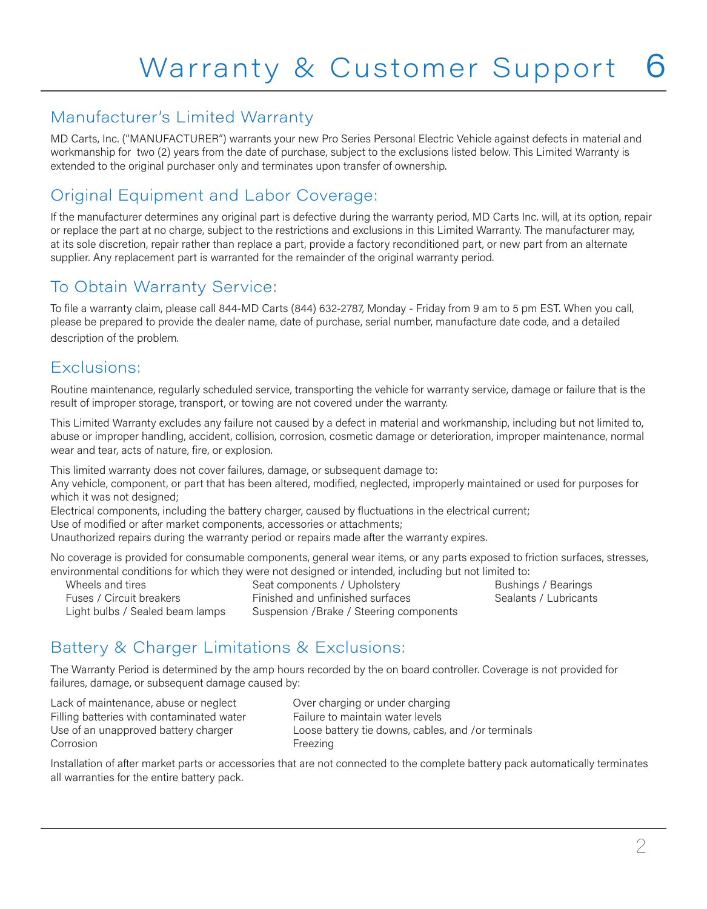# Warranty & Customer Support 6

## Manufacturer's Limited Warranty

MD Carts, Inc. ("MANUFACTURER") warrants your new Pro Series Personal Electric Vehicle against defects in material and workmanship for two (2) years from the date of purchase, subject to the exclusions listed below. This Limited Warranty is extended to the original purchaser only and terminates upon transfer of ownership.

## Original Equipment and Labor Coverage:

If the manufacturer determines any original part is defective during the warranty period, MD Carts Inc. will, at its option, repair or replace the part at no charge, subject to the restrictions and exclusions in this Limited Warranty. The manufacturer may, at its sole discretion, repair rather than replace a part, provide a factory reconditioned part, or new part from an alternate supplier. Any replacement part is warranted for the remainder of the original warranty period.

## To Obtain Warranty Service:

To file a warranty claim, please call 844-MD Carts (844) 632-2787, Monday - Friday from 9 am to 5 pm EST. When you call, please be prepared to provide the dealer name, date of purchase, serial number, manufacture date code, and a detailed description of the problem.

## Exclusions:

Routine maintenance, regularly scheduled service, transporting the vehicle for warranty service, damage or failure that is the result of improper storage, transport, or towing are not covered under the warranty.

This Limited Warranty excludes any failure not caused by a defect in material and workmanship, including but not limited to, abuse or improper handling, accident, collision, corrosion, cosmetic damage or deterioration, improper maintenance, normal wear and tear, acts of nature, fire, or explosion.

This limited warranty does not cover failures, damage, or subsequent damage to:
Any vehicle, component, or part that has been altered, modified, neglected, improperly maintained or used for purposes for which it was not designed;
Electrical components, including the battery charger, caused by fluctuations in the electrical current;
Use of modified or after market components, accessories or attachments;
Unauthorized repairs during the warranty period or repairs made after the warranty expires.

No coverage is provided for consumable components, general wear items, or any parts exposed to friction surfaces, stresses, environmental conditions for which they were not designed or intended, including but not limited to:

- Wheels and tires
- Fuses / Circuit breakers
- Light bulbs / Sealed beam lamps
- Seat components / Upholstery
- Finished and unfinished surfaces
- Suspension /Brake / Steering components
- Bushings / Bearings
- Sealants / Lubricants

## Battery & Charger Limitations & Exclusions:

The Warranty Period is determined by the amp hours recorded by the on board controller. Coverage is not provided for failures, damage, or subsequent damage caused by:

- Lack of maintenance, abuse or neglect
- Filling batteries with contaminated water
- Use of an unapproved battery charger
- Corrosion
- Over charging or under charging
- Failure to maintain water levels
- Loose battery tie downs, cables, and /or terminals
- Freezing

Installation of after market parts or accessories that are not connected to the complete battery pack automatically terminates all warranties for the entire battery pack.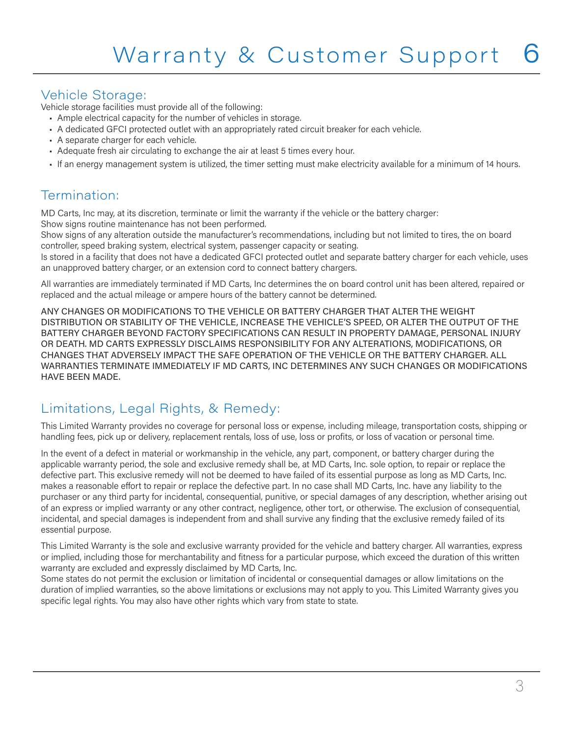# Warranty & Customer Support 6

## Vehicle Storage:

Vehicle storage facilities must provide all of the following:

- Ample electrical capacity for the number of vehicles in storage.
- A dedicated GFCI protected outlet with an appropriately rated circuit breaker for each vehicle.
- A separate charger for each vehicle.
- Adequate fresh air circulating to exchange the air at least 5 times every hour.
- If an energy management system is utilized, the timer setting must make electricity available for a minimum of 14 hours.

## Termination:

MD Carts, Inc may, at its discretion, terminate or limit the warranty if the vehicle or the battery charger:
Show signs routine maintenance has not been performed.
Show signs of any alteration outside the manufacturer's recommendations, including but not limited to tires, the on board controller, speed braking system, electrical system, passenger capacity or seating.
Is stored in a facility that does not have a dedicated GFCI protected outlet and separate battery charger for each vehicle, uses an unapproved battery charger, or an extension cord to connect battery chargers.

All warranties are immediately terminated if MD Carts, Inc determines the on board control unit has been altered, repaired or replaced and the actual mileage or ampere hours of the battery cannot be determined.

ANY CHANGES OR MODIFICATIONS TO THE VEHICLE OR BATTERY CHARGER THAT ALTER THE WEIGHT DISTRIBUTION OR STABILITY OF THE VEHICLE, INCREASE THE VEHICLE'S SPEED, OR ALTER THE OUTPUT OF THE BATTERY CHARGER BEYOND FACTORY SPECIFICATIONS CAN RESULT IN PROPERTY DAMAGE, PERSONAL INJURY OR DEATH. MD CARTS EXPRESSLY DISCLAIMS RESPONSIBILITY FOR ANY ALTERATIONS, MODIFICATIONS, OR CHANGES THAT ADVERSELY IMPACT THE SAFE OPERATION OF THE VEHICLE OR THE BATTERY CHARGER. ALL WARRANTIES TERMINATE IMMEDIATELY IF MD CARTS, INC DETERMINES ANY SUCH CHANGES OR MODIFICATIONS HAVE BEEN MADE.

## Limitations, Legal Rights, & Remedy:

This Limited Warranty provides no coverage for personal loss or expense, including mileage, transportation costs, shipping or handling fees, pick up or delivery, replacement rentals, loss of use, loss or profits, or loss of vacation or personal time.

In the event of a defect in material or workmanship in the vehicle, any part, component, or battery charger during the applicable warranty period, the sole and exclusive remedy shall be, at MD Carts, Inc. sole option, to repair or replace the defective part. This exclusive remedy will not be deemed to have failed of its essential purpose as long as MD Carts, Inc. makes a reasonable effort to repair or replace the defective part. In no case shall MD Carts, Inc. have any liability to the purchaser or any third party for incidental, consequential, punitive, or special damages of any description, whether arising out of an express or implied warranty or any other contract, negligence, other tort, or otherwise. The exclusion of consequential, incidental, and special damages is independent from and shall survive any finding that the exclusive remedy failed of its essential purpose.

This Limited Warranty is the sole and exclusive warranty provided for the vehicle and battery charger. All warranties, express or implied, including those for merchantability and fitness for a particular purpose, which exceed the duration of this written warranty are excluded and expressly disclaimed by MD Carts, Inc.
Some states do not permit the exclusion or limitation of incidental or consequential damages or allow limitations on the duration of implied warranties, so the above limitations or exclusions may not apply to you. This Limited Warranty gives you specific legal rights. You may also have other rights which vary from state to state.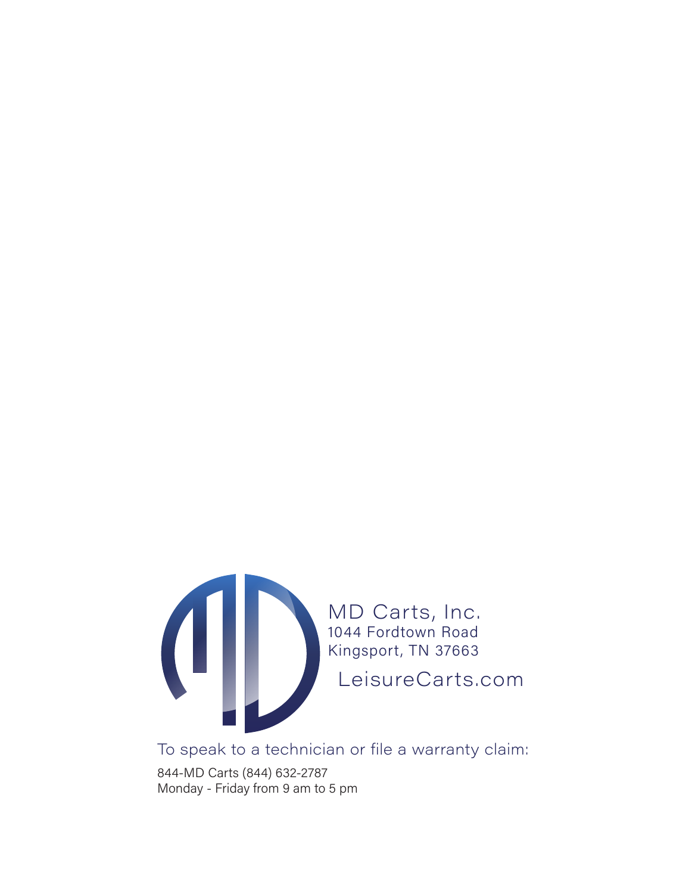MD Carts, Inc.
1044 Fordtown Road
Kingsport, TN 37663

LeisureCarts.com

To speak to a technician or file a warranty claim:

844-MD Carts (844) 632-2787
Monday - Friday from 9 am to 5 pm